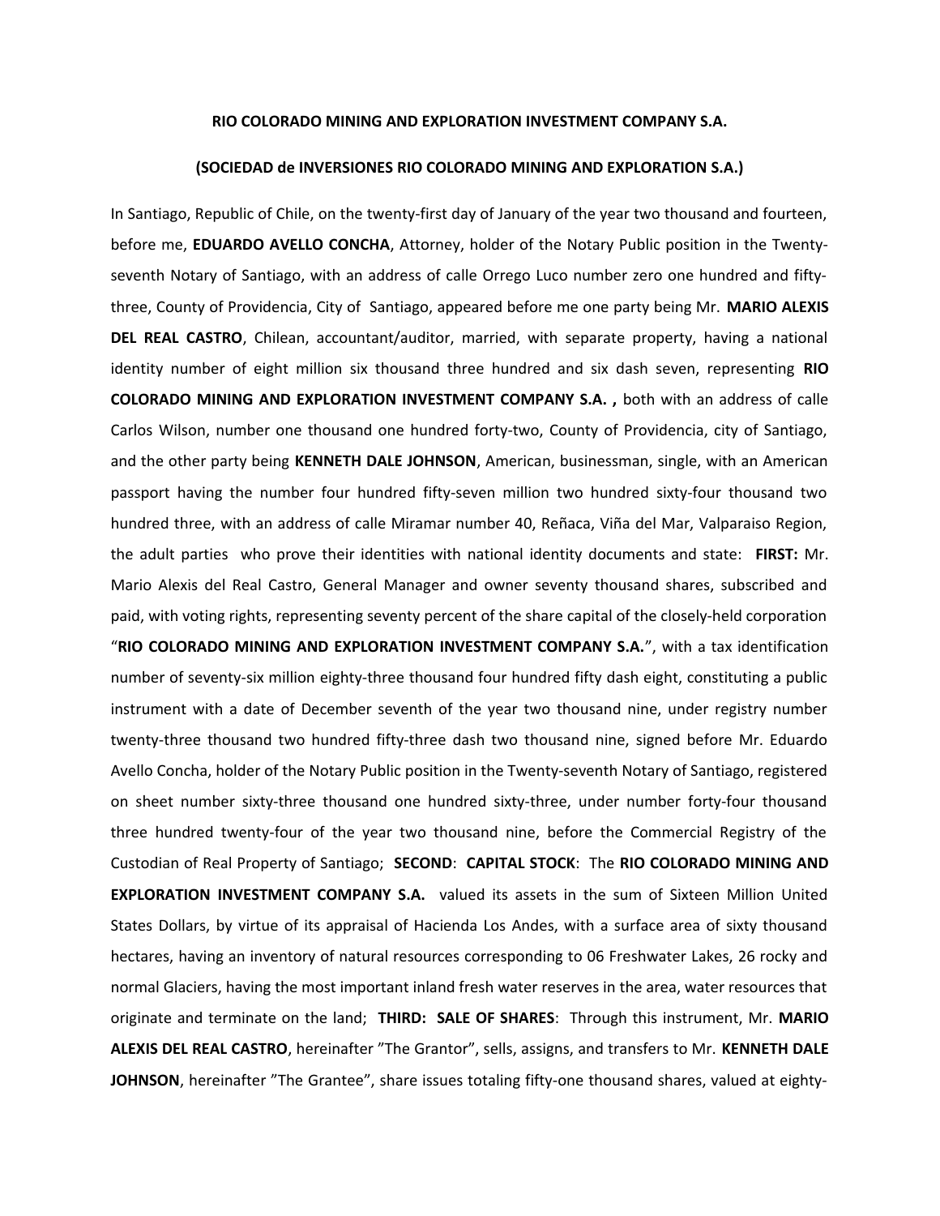**RIO COLORADO MINING AND EXPLORATION INVESTMENT COMPANY S.A.**

**(SOCIEDAD de INVERSIONES RIO COLORADO MINING AND EXPLORATION S.A.)**

In Santiago, Republic of Chile, on the twenty-first day of January of the year two thousand and fourteen, before me, **EDUARDO AVELLO CONCHA**, Attorney, holder of the Notary Public position in the Twenty-seventh Notary of Santiago, with an address of calle Orrego Luco number zero one hundred and fifty-three, County of Providencia, City of Santiago, appeared before me one party being Mr. **MARIO ALEXIS DEL REAL CASTRO**, Chilean, accountant/auditor, married, with separate property, having a national identity number of eight million six thousand three hundred and six dash seven, representing **RIO COLORADO MINING AND EXPLORATION INVESTMENT COMPANY S.A. ,** both with an address of calle Carlos Wilson, number one thousand one hundred forty-two, County of Providencia, city of Santiago, and the other party being **KENNETH DALE JOHNSON**, American, businessman, single, with an American passport having the number four hundred fifty-seven million two hundred sixty-four thousand two hundred three, with an address of calle Miramar number 40, Reñaca, Viña del Mar, Valparaiso Region, the adult parties who prove their identities with national identity documents and state: **FIRST:** Mr. Mario Alexis del Real Castro, General Manager and owner seventy thousand shares, subscribed and paid, with voting rights, representing seventy percent of the share capital of the closely-held corporation "**RIO COLORADO MINING AND EXPLORATION INVESTMENT COMPANY S.A.**", with a tax identification number of seventy-six million eighty-three thousand four hundred fifty dash eight, constituting a public instrument with a date of December seventh of the year two thousand nine, under registry number twenty-three thousand two hundred fifty-three dash two thousand nine, signed before Mr. Eduardo Avello Concha, holder of the Notary Public position in the Twenty-seventh Notary of Santiago, registered on sheet number sixty-three thousand one hundred sixty-three, under number forty-four thousand three hundred twenty-four of the year two thousand nine, before the Commercial Registry of the Custodian of Real Property of Santiago; **SECOND**: **CAPITAL STOCK**: The **RIO COLORADO MINING AND EXPLORATION INVESTMENT COMPANY S.A.** valued its assets in the sum of Sixteen Million United States Dollars, by virtue of its appraisal of Hacienda Los Andes, with a surface area of sixty thousand hectares, having an inventory of natural resources corresponding to 06 Freshwater Lakes, 26 rocky and normal Glaciers, having the most important inland fresh water reserves in the area, water resources that originate and terminate on the land; **THIRD: SALE OF SHARES**: Through this instrument, Mr. **MARIO ALEXIS DEL REAL CASTRO**, hereinafter "The Grantor", sells, assigns, and transfers to Mr. **KENNETH DALE JOHNSON**, hereinafter "The Grantee", share issues totaling fifty-one thousand shares, valued at eighty-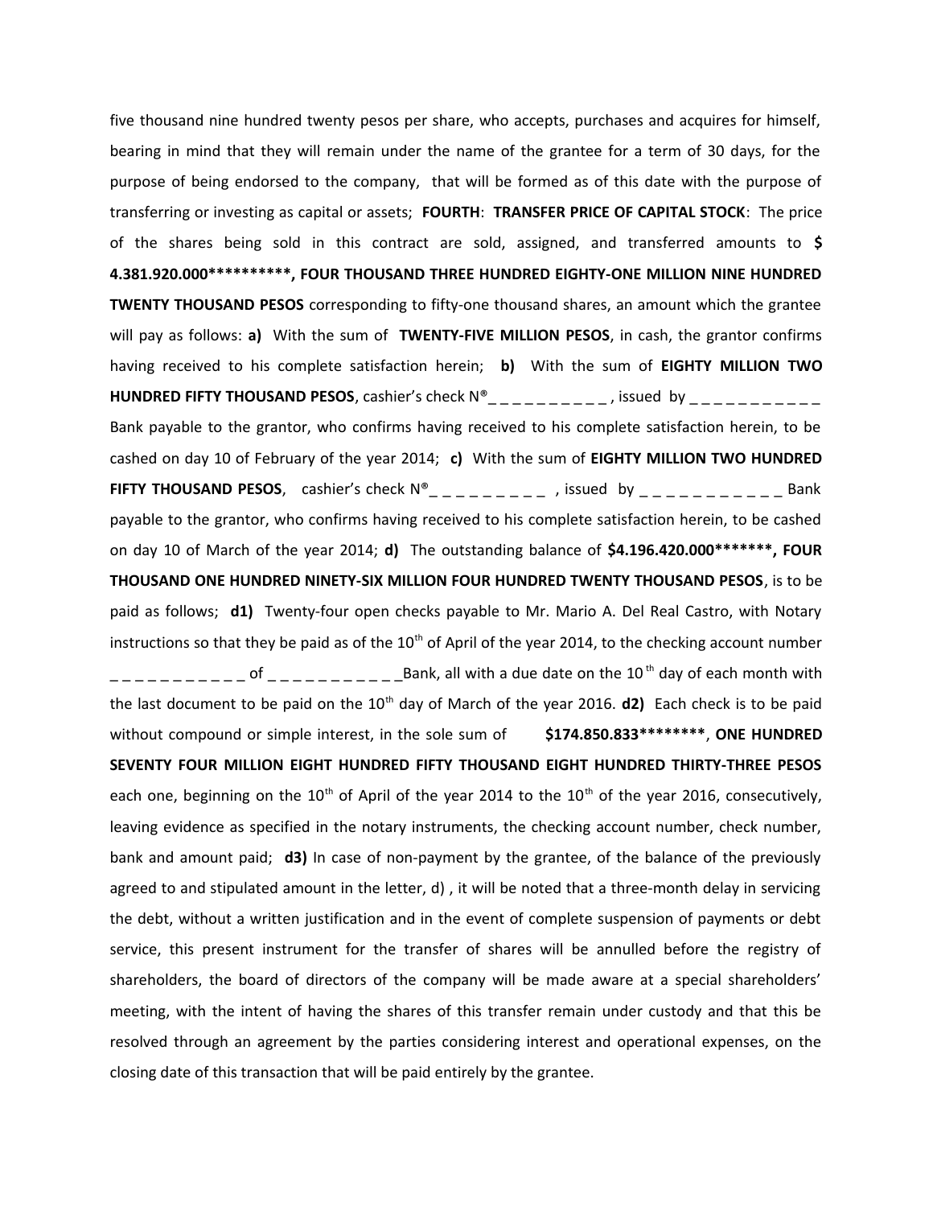five thousand nine hundred twenty pesos per share, who accepts, purchases and acquires for himself, bearing in mind that they will remain under the name of the grantee for a term of 30 days, for the purpose of being endorsed to the company, that will be formed as of this date with the purpose of transferring or investing as capital or assets; **FOURTH**: **TRANSFER PRICE OF CAPITAL STOCK**: The price of the shares being sold in this contract are sold, assigned, and transferred amounts to **$ 4.381.920.000**********, FOUR THOUSAND THREE HUNDRED EIGHTY-ONE MILLION NINE HUNDRED TWENTY THOUSAND PESOS** corresponding to fifty-one thousand shares, an amount which the grantee will pay as follows: **a)** With the sum of **TWENTY-FIVE MILLION PESOS**, in cash, the grantor confirms having received to his complete satisfaction herein; **b)** With the sum of **EIGHTY MILLION TWO HUNDRED FIFTY THOUSAND PESOS**, cashier's check N®_ _ _ _ _ _ _ _ _ _ , issued by _ _ _ _ _ _ _ _ _ _ _ Bank payable to the grantor, who confirms having received to his complete satisfaction herein, to be cashed on day 10 of February of the year 2014; **c)** With the sum of **EIGHTY MILLION TWO HUNDRED FIFTY THOUSAND PESOS**, cashier's check N®_ _ _ _ _ _ _ _ _ , issued by _ _ _ _ _ _ _ _ _ _ _ Bank payable to the grantor, who confirms having received to his complete satisfaction herein, to be cashed on day 10 of March of the year 2014; **d)** The outstanding balance of **$4.196.420.000*******, FOUR THOUSAND ONE HUNDRED NINETY-SIX MILLION FOUR HUNDRED TWENTY THOUSAND PESOS**, is to be paid as follows; **d1)** Twenty-four open checks payable to Mr. Mario A. Del Real Castro, with Notary instructions so that they be paid as of the 10th of April of the year 2014, to the checking account number _ _ _ _ _ _ _ _ _ _ _ of _ _ _ _ _ _ _ _ _ _ _Bank, all with a due date on the 10th day of each month with the last document to be paid on the 10th day of March of the year 2016. **d2)** Each check is to be paid without compound or simple interest, in the sole sum of **$174.850.833********, ONE HUNDRED SEVENTY FOUR MILLION EIGHT HUNDRED FIFTY THOUSAND EIGHT HUNDRED THIRTY-THREE PESOS** each one, beginning on the 10th of April of the year 2014 to the 10th of the year 2016, consecutively, leaving evidence as specified in the notary instruments, the checking account number, check number, bank and amount paid; **d3)** In case of non-payment by the grantee, of the balance of the previously agreed to and stipulated amount in the letter, d) , it will be noted that a three-month delay in servicing the debt, without a written justification and in the event of complete suspension of payments or debt service, this present instrument for the transfer of shares will be annulled before the registry of shareholders, the board of directors of the company will be made aware at a special shareholders' meeting, with the intent of having the shares of this transfer remain under custody and that this be resolved through an agreement by the parties considering interest and operational expenses, on the closing date of this transaction that will be paid entirely by the grantee.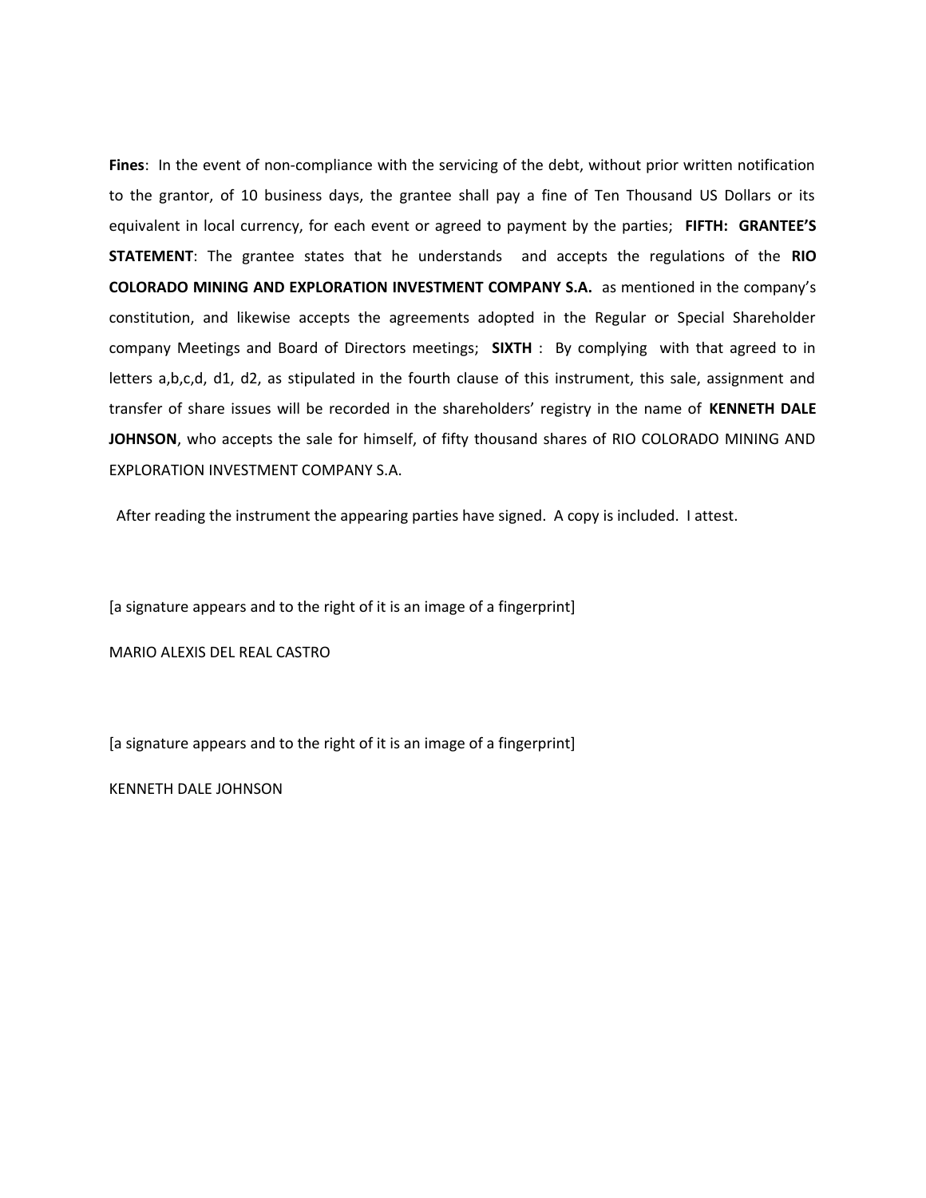**Fines**: In the event of non-compliance with the servicing of the debt, without prior written notification to the grantor, of 10 business days, the grantee shall pay a fine of Ten Thousand US Dollars or its equivalent in local currency, for each event or agreed to payment by the parties; **FIFTH: GRANTEE'S STATEMENT**: The grantee states that he understands and accepts the regulations of the **RIO COLORADO MINING AND EXPLORATION INVESTMENT COMPANY S.A.** as mentioned in the company's constitution, and likewise accepts the agreements adopted in the Regular or Special Shareholder company Meetings and Board of Directors meetings; **SIXTH** : By complying with that agreed to in letters a,b,c,d, d1, d2, as stipulated in the fourth clause of this instrument, this sale, assignment and transfer of share issues will be recorded in the shareholders' registry in the name of **KENNETH DALE JOHNSON**, who accepts the sale for himself, of fifty thousand shares of RIO COLORADO MINING AND EXPLORATION INVESTMENT COMPANY S.A.

After reading the instrument the appearing parties have signed. A copy is included. I attest.

[a signature appears and to the right of it is an image of a fingerprint]

MARIO ALEXIS DEL REAL CASTRO

[a signature appears and to the right of it is an image of a fingerprint]

KENNETH DALE JOHNSON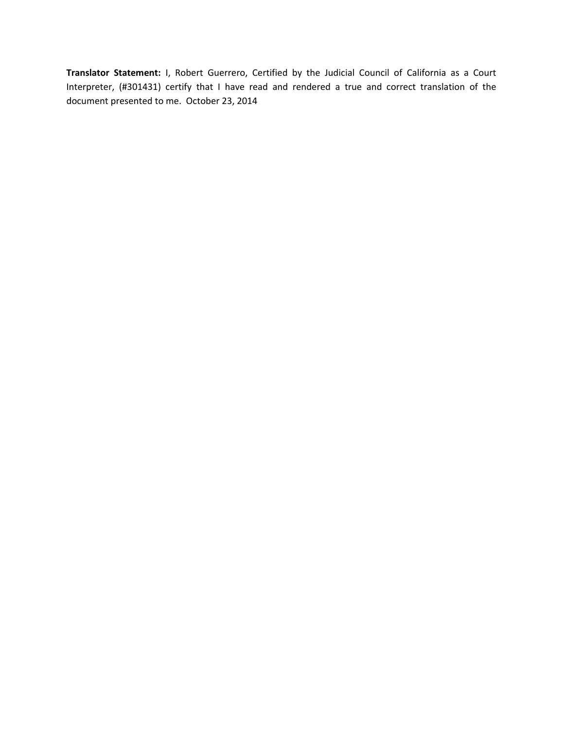**Translator Statement:** I, Robert Guerrero, Certified by the Judicial Council of California as a Court Interpreter, (#301431) certify that I have read and rendered a true and correct translation of the document presented to me. October 23, 2014